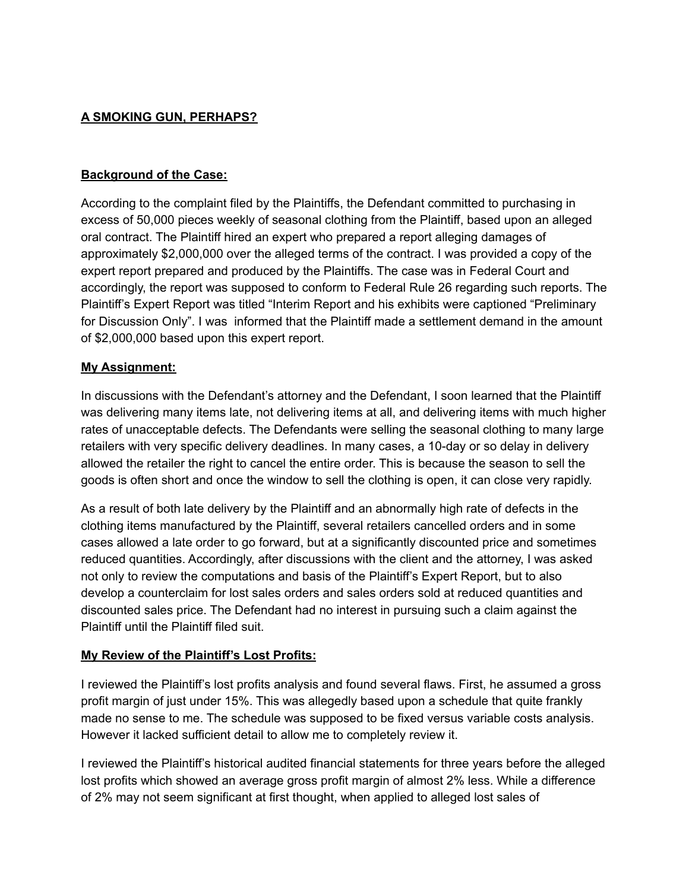**A SMOKING GUN, PERHAPS?**

**Background of the Case:**

According to the complaint filed by the Plaintiffs, the Defendant committed to purchasing in excess of 50,000 pieces weekly of seasonal clothing from the Plaintiff, based upon an alleged oral contract. The Plaintiff hired an expert who prepared a report alleging damages of approximately $2,000,000 over the alleged terms of the contract. I was provided a copy of the expert report prepared and produced by the Plaintiffs. The case was in Federal Court and accordingly, the report was supposed to conform to Federal Rule 26 regarding such reports. The Plaintiff's Expert Report was titled "Interim Report and his exhibits were captioned "Preliminary for Discussion Only". I was informed that the Plaintiff made a settlement demand in the amount of $2,000,000 based upon this expert report.

**My Assignment:**

In discussions with the Defendant's attorney and the Defendant, I soon learned that the Plaintiff was delivering many items late, not delivering items at all, and delivering items with much higher rates of unacceptable defects. The Defendants were selling the seasonal clothing to many large retailers with very specific delivery deadlines. In many cases, a 10-day or so delay in delivery allowed the retailer the right to cancel the entire order. This is because the season to sell the goods is often short and once the window to sell the clothing is open, it can close very rapidly.

As a result of both late delivery by the Plaintiff and an abnormally high rate of defects in the clothing items manufactured by the Plaintiff, several retailers cancelled orders and in some cases allowed a late order to go forward, but at a significantly discounted price and sometimes reduced quantities. Accordingly, after discussions with the client and the attorney, I was asked not only to review the computations and basis of the Plaintiff's Expert Report, but to also develop a counterclaim for lost sales orders and sales orders sold at reduced quantities and discounted sales price. The Defendant had no interest in pursuing such a claim against the Plaintiff until the Plaintiff filed suit.

**My Review of the Plaintiff's Lost Profits:**

I reviewed the Plaintiff's lost profits analysis and found several flaws. First, he assumed a gross profit margin of just under 15%. This was allegedly based upon a schedule that quite frankly made no sense to me. The schedule was supposed to be fixed versus variable costs analysis. However it lacked sufficient detail to allow me to completely review it.

I reviewed the Plaintiff's historical audited financial statements for three years before the alleged lost profits which showed an average gross profit margin of almost 2% less. While a difference of 2% may not seem significant at first thought, when applied to alleged lost sales of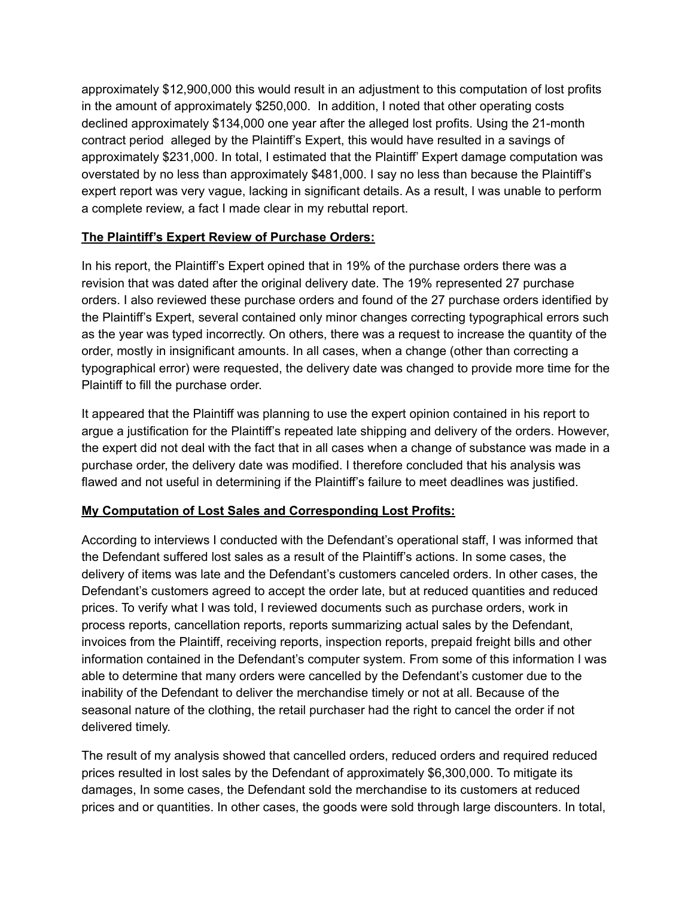approximately $12,900,000 this would result in an adjustment to this computation of lost profits in the amount of approximately $250,000. In addition, I noted that other operating costs declined approximately $134,000 one year after the alleged lost profits. Using the 21-month contract period alleged by the Plaintiff's Expert, this would have resulted in a savings of approximately $231,000. In total, I estimated that the Plaintiff' Expert damage computation was overstated by no less than approximately $481,000. I say no less than because the Plaintiff's expert report was very vague, lacking in significant details. As a result, I was unable to perform a complete review, a fact I made clear in my rebuttal report.

**The Plaintiff's Expert Review of Purchase Orders:**

In his report, the Plaintiff's Expert opined that in 19% of the purchase orders there was a revision that was dated after the original delivery date. The 19% represented 27 purchase orders. I also reviewed these purchase orders and found of the 27 purchase orders identified by the Plaintiff's Expert, several contained only minor changes correcting typographical errors such as the year was typed incorrectly. On others, there was a request to increase the quantity of the order, mostly in insignificant amounts. In all cases, when a change (other than correcting a typographical error) were requested, the delivery date was changed to provide more time for the Plaintiff to fill the purchase order.

It appeared that the Plaintiff was planning to use the expert opinion contained in his report to argue a justification for the Plaintiff's repeated late shipping and delivery of the orders. However, the expert did not deal with the fact that in all cases when a change of substance was made in a purchase order, the delivery date was modified. I therefore concluded that his analysis was flawed and not useful in determining if the Plaintiff's failure to meet deadlines was justified.

**My Computation of Lost Sales and Corresponding Lost Profits:**

According to interviews I conducted with the Defendant's operational staff, I was informed that the Defendant suffered lost sales as a result of the Plaintiff's actions. In some cases, the delivery of items was late and the Defendant's customers canceled orders. In other cases, the Defendant's customers agreed to accept the order late, but at reduced quantities and reduced prices. To verify what I was told, I reviewed documents such as purchase orders, work in process reports, cancellation reports, reports summarizing actual sales by the Defendant, invoices from the Plaintiff, receiving reports, inspection reports, prepaid freight bills and other information contained in the Defendant's computer system. From some of this information I was able to determine that many orders were cancelled by the Defendant's customer due to the inability of the Defendant to deliver the merchandise timely or not at all. Because of the seasonal nature of the clothing, the retail purchaser had the right to cancel the order if not delivered timely.

The result of my analysis showed that cancelled orders, reduced orders and required reduced prices resulted in lost sales by the Defendant of approximately $6,300,000. To mitigate its damages, In some cases, the Defendant sold the merchandise to its customers at reduced prices and or quantities. In other cases, the goods were sold through large discounters. In total,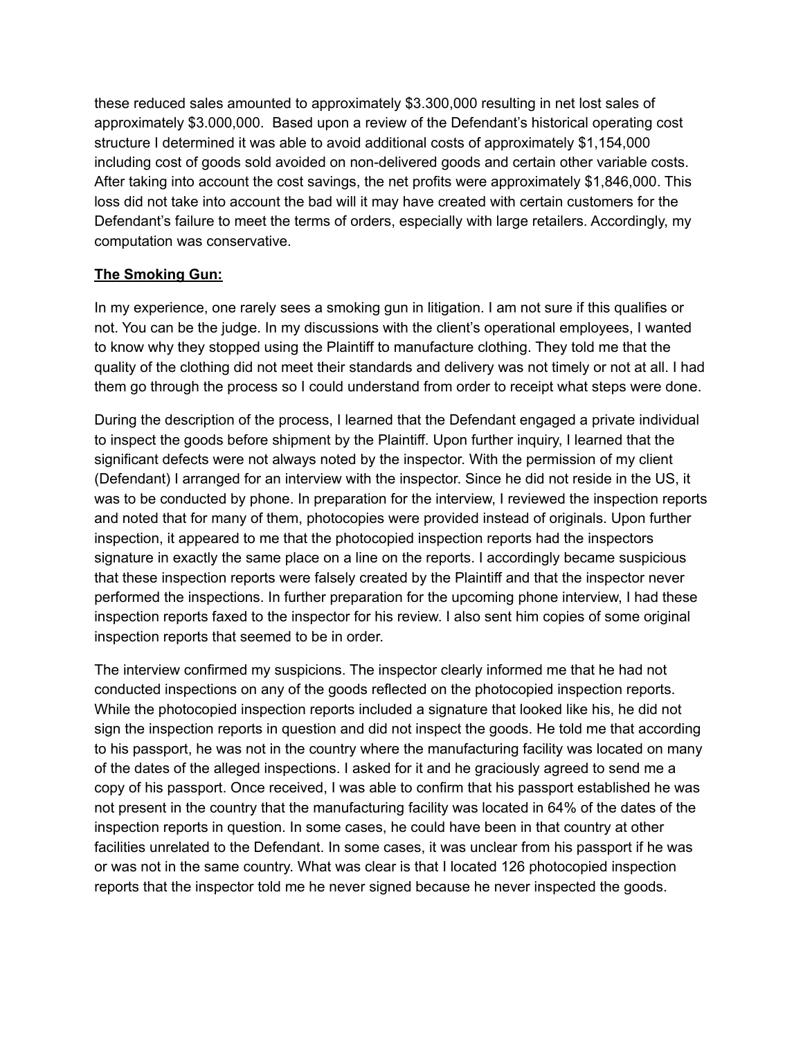these reduced sales amounted to approximately $3.300,000 resulting in net lost sales of approximately $3.000,000. Based upon a review of the Defendant's historical operating cost structure I determined it was able to avoid additional costs of approximately $1,154,000 including cost of goods sold avoided on non-delivered goods and certain other variable costs. After taking into account the cost savings, the net profits were approximately $1,846,000. This loss did not take into account the bad will it may have created with certain customers for the Defendant's failure to meet the terms of orders, especially with large retailers. Accordingly, my computation was conservative.

**The Smoking Gun:**

In my experience, one rarely sees a smoking gun in litigation. I am not sure if this qualifies or not. You can be the judge. In my discussions with the client's operational employees, I wanted to know why they stopped using the Plaintiff to manufacture clothing. They told me that the quality of the clothing did not meet their standards and delivery was not timely or not at all. I had them go through the process so I could understand from order to receipt what steps were done.

During the description of the process, I learned that the Defendant engaged a private individual to inspect the goods before shipment by the Plaintiff. Upon further inquiry, I learned that the significant defects were not always noted by the inspector. With the permission of my client (Defendant) I arranged for an interview with the inspector. Since he did not reside in the US, it was to be conducted by phone. In preparation for the interview, I reviewed the inspection reports and noted that for many of them, photocopies were provided instead of originals. Upon further inspection, it appeared to me that the photocopied inspection reports had the inspectors signature in exactly the same place on a line on the reports. I accordingly became suspicious that these inspection reports were falsely created by the Plaintiff and that the inspector never performed the inspections. In further preparation for the upcoming phone interview, I had these inspection reports faxed to the inspector for his review. I also sent him copies of some original inspection reports that seemed to be in order.

The interview confirmed my suspicions. The inspector clearly informed me that he had not conducted inspections on any of the goods reflected on the photocopied inspection reports. While the photocopied inspection reports included a signature that looked like his, he did not sign the inspection reports in question and did not inspect the goods. He told me that according to his passport, he was not in the country where the manufacturing facility was located on many of the dates of the alleged inspections. I asked for it and he graciously agreed to send me a copy of his passport. Once received, I was able to confirm that his passport established he was not present in the country that the manufacturing facility was located in 64% of the dates of the inspection reports in question. In some cases, he could have been in that country at other facilities unrelated to the Defendant. In some cases, it was unclear from his passport if he was or was not in the same country. What was clear is that I located 126 photocopied inspection reports that the inspector told me he never signed because he never inspected the goods.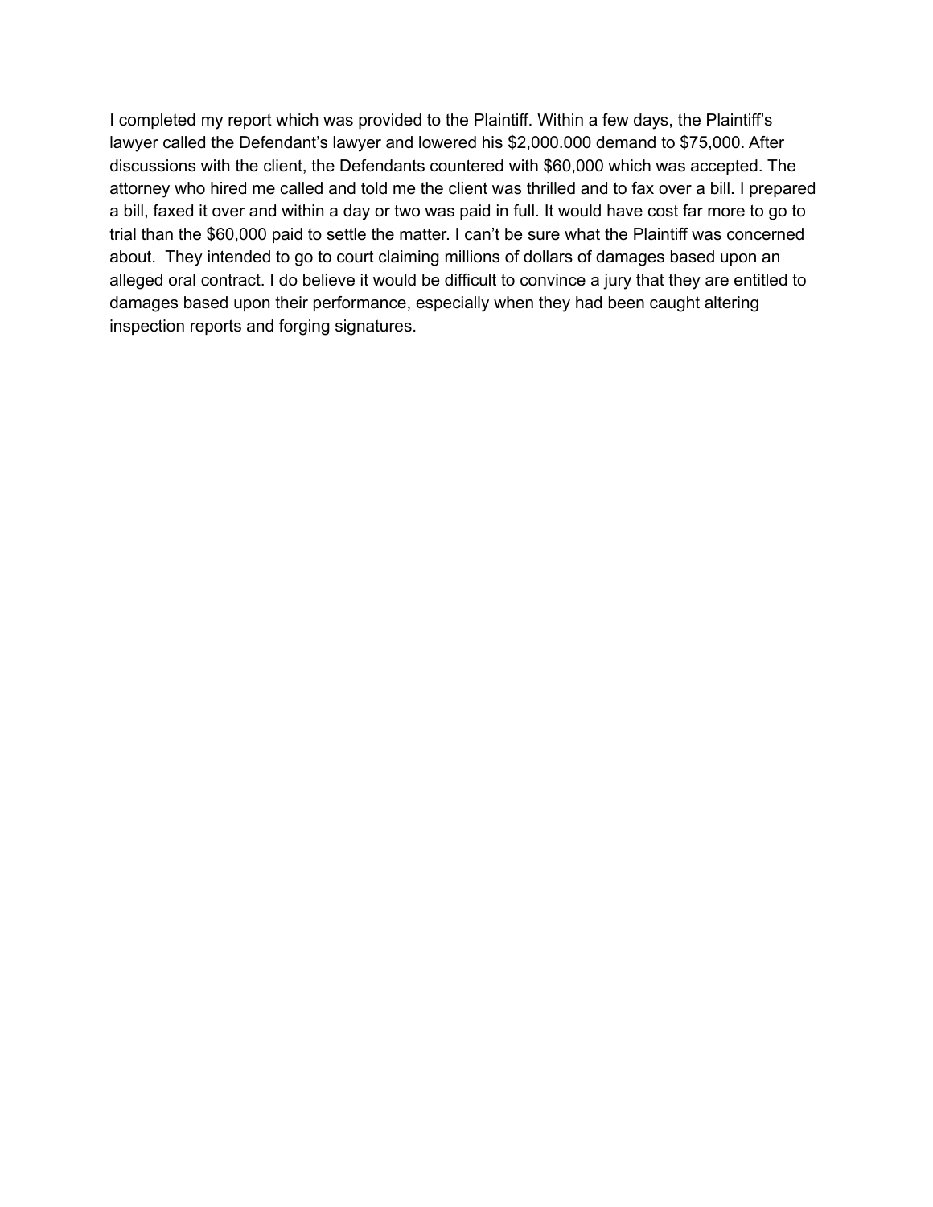I completed my report which was provided to the Plaintiff. Within a few days, the Plaintiff's lawyer called the Defendant's lawyer and lowered his $2,000.000 demand to $75,000. After discussions with the client, the Defendants countered with $60,000 which was accepted. The attorney who hired me called and told me the client was thrilled and to fax over a bill. I prepared a bill, faxed it over and within a day or two was paid in full. It would have cost far more to go to trial than the $60,000 paid to settle the matter. I can't be sure what the Plaintiff was concerned about. They intended to go to court claiming millions of dollars of damages based upon an alleged oral contract. I do believe it would be difficult to convince a jury that they are entitled to damages based upon their performance, especially when they had been caught altering inspection reports and forging signatures.